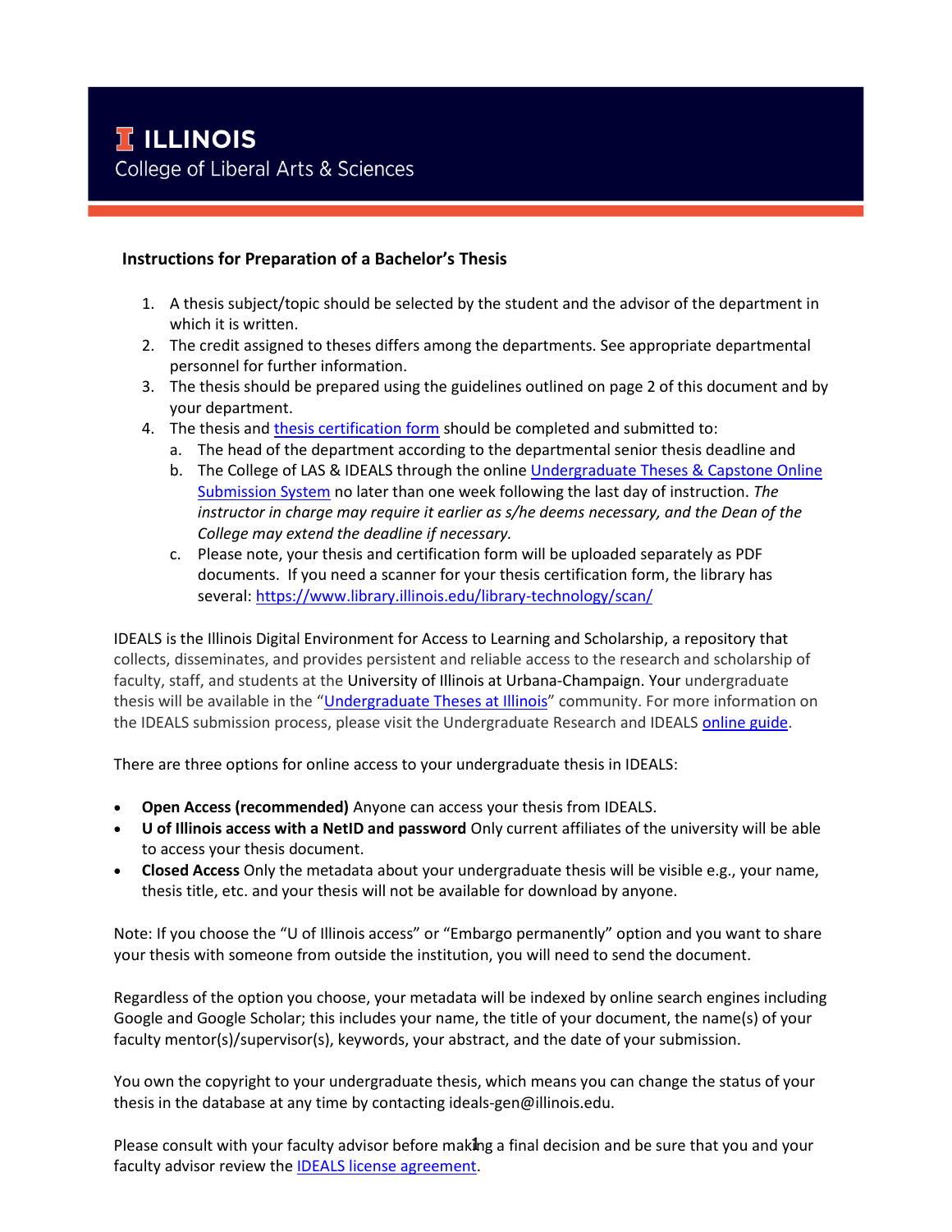# ILLINOIS
College of Liberal Arts & Sciences

## Instructions for Preparation of a Bachelor's Thesis

1. A thesis subject/topic should be selected by the student and the advisor of the department in which it is written.
2. The credit assigned to theses differs among the departments. See appropriate departmental personnel for further information.
3. The thesis should be prepared using the guidelines outlined on page 2 of this document and by your department.
4. The thesis and thesis certification form should be completed and submitted to:
   a. The head of the department according to the departmental senior thesis deadline and
   b. The College of LAS & IDEALS through the online Undergraduate Theses & Capstone Online Submission System no later than one week following the last day of instruction. *The instructor in charge may require it earlier as s/he deems necessary, and the Dean of the College may extend the deadline if necessary.*
   c. Please note, your thesis and certification form will be uploaded separately as PDF documents. If you need a scanner for your thesis certification form, the library has several: https://www.library.illinois.edu/library-technology/scan/

IDEALS is the Illinois Digital Environment for Access to Learning and Scholarship, a repository that collects, disseminates, and provides persistent and reliable access to the research and scholarship of faculty, staff, and students at the University of Illinois at Urbana-Champaign. Your undergraduate thesis will be available in the "Undergraduate Theses at Illinois" community. For more information on the IDEALS submission process, please visit the Undergraduate Research and IDEALS online guide.

There are three options for online access to your undergraduate thesis in IDEALS:

- **Open Access (recommended)** Anyone can access your thesis from IDEALS.
- **U of Illinois access with a NetID and password** Only current affiliates of the university will be able to access your thesis document.
- **Closed Access** Only the metadata about your undergraduate thesis will be visible e.g., your name, thesis title, etc. and your thesis will not be available for download by anyone.

Note: If you choose the "U of Illinois access" or "Embargo permanently" option and you want to share your thesis with someone from outside the institution, you will need to send the document.

Regardless of the option you choose, your metadata will be indexed by online search engines including Google and Google Scholar; this includes your name, the title of your document, the name(s) of your faculty mentor(s)/supervisor(s), keywords, your abstract, and the date of your submission.

You own the copyright to your undergraduate thesis, which means you can change the status of your thesis in the database at any time by contacting ideals-gen@illinois.edu.

Please consult with your faculty advisor before making a final decision and be sure that you and your faculty advisor review the IDEALS license agreement.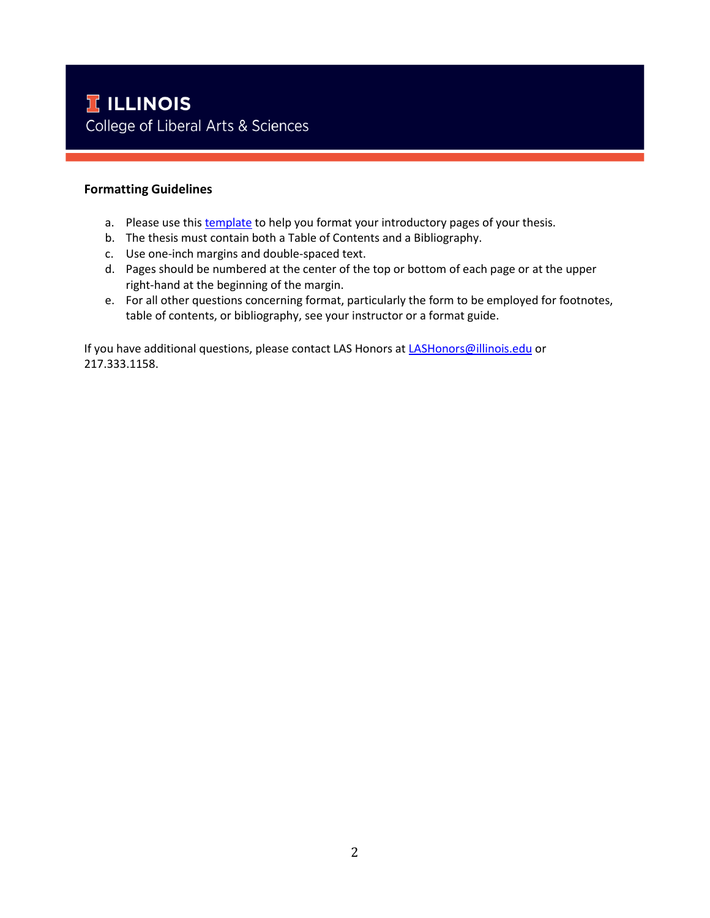**ILLINOIS**
College of Liberal Arts & Sciences

**Formatting Guidelines**

a. Please use this template to help you format your introductory pages of your thesis.
b. The thesis must contain both a Table of Contents and a Bibliography.
c. Use one-inch margins and double-spaced text.
d. Pages should be numbered at the center of the top or bottom of each page or at the upper right-hand at the beginning of the margin.
e. For all other questions concerning format, particularly the form to be employed for footnotes, table of contents, or bibliography, see your instructor or a format guide.

If you have additional questions, please contact LAS Honors at LASHonors@illinois.edu or 217.333.1158.